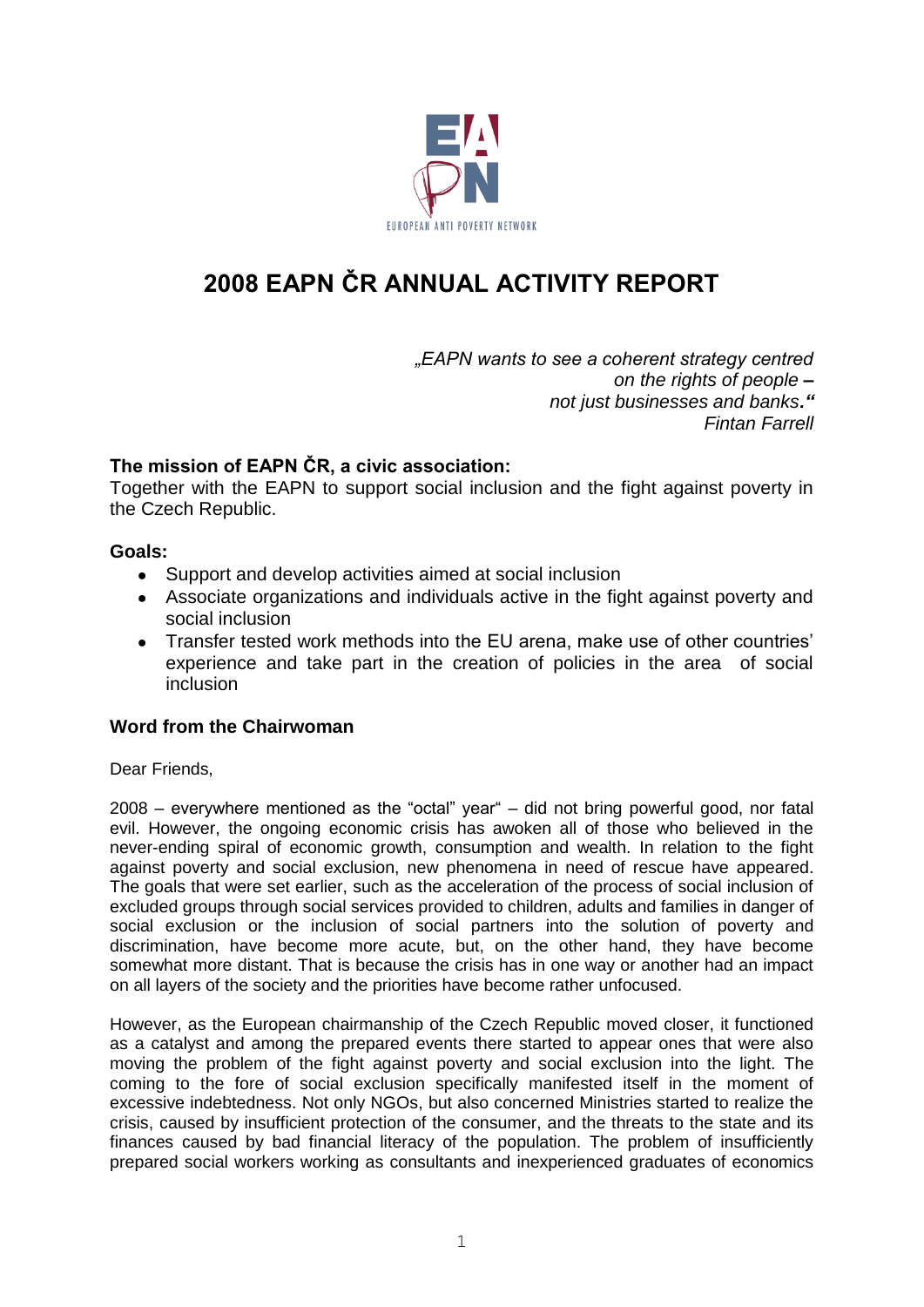# 2008 EAPN ČR ANNUAL ACTIVITY REPORT

*„EAPN wants to see a coherent strategy centred on the rights of people **–** not just businesses and banks**."** Fintan Farrell*

**The mission of EAPN ČR, a civic association:**
Together with the EAPN to support social inclusion and the fight against poverty in the Czech Republic.

**Goals:**

- Support and develop activities aimed at social inclusion
- Associate organizations and individuals active in the fight against poverty and social inclusion
- Transfer tested work methods into the EU arena, make use of other countries' experience and take part in the creation of policies in the area of social inclusion

**Word from the Chairwoman**

Dear Friends,

2008 – everywhere mentioned as the "octal" year" – did not bring powerful good, nor fatal evil. However, the ongoing economic crisis has awoken all of those who believed in the never-ending spiral of economic growth, consumption and wealth. In relation to the fight against poverty and social exclusion, new phenomena in need of rescue have appeared. The goals that were set earlier, such as the acceleration of the process of social inclusion of excluded groups through social services provided to children, adults and families in danger of social exclusion or the inclusion of social partners into the solution of poverty and discrimination, have become more acute, but, on the other hand, they have become somewhat more distant. That is because the crisis has in one way or another had an impact on all layers of the society and the priorities have become rather unfocused.

However, as the European chairmanship of the Czech Republic moved closer, it functioned as a catalyst and among the prepared events there started to appear ones that were also moving the problem of the fight against poverty and social exclusion into the light. The coming to the fore of social exclusion specifically manifested itself in the moment of excessive indebtedness. Not only NGOs, but also concerned Ministries started to realize the crisis, caused by insufficient protection of the consumer, and the threats to the state and its finances caused by bad financial literacy of the population. The problem of insufficiently prepared social workers working as consultants and inexperienced graduates of economics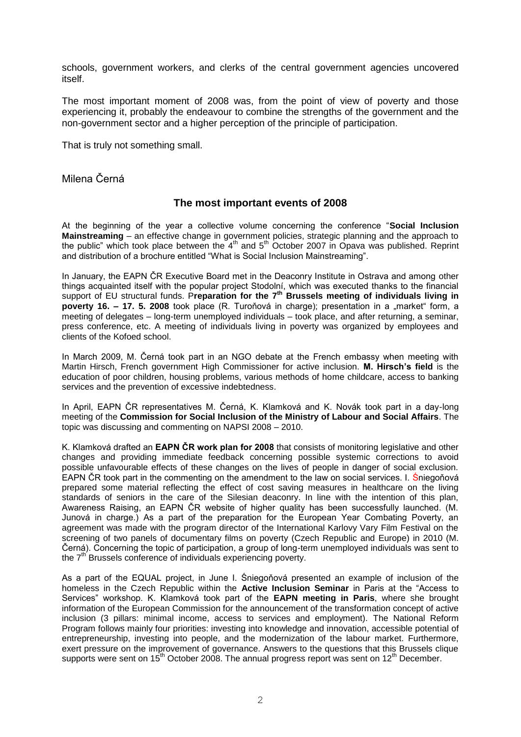schools, government workers, and clerks of the central government agencies uncovered itself.

The most important moment of 2008 was, from the point of view of poverty and those experiencing it, probably the endeavour to combine the strengths of the government and the non-government sector and a higher perception of the principle of participation.

That is truly not something small.

Milena Černá

## The most important events of 2008

At the beginning of the year a collective volume concerning the conference "**Social Inclusion Mainstreaming** – an effective change in government policies, strategic planning and the approach to the public" which took place between the 4th and 5th October 2007 in Opava was published. Reprint and distribution of a brochure entitled "What is Social Inclusion Mainstreaming".

In January, the EAPN ČR Executive Board met in the Deaconry Institute in Ostrava and among other things acquainted itself with the popular project Stodolní, which was executed thanks to the financial support of EU structural funds. P**reparation for the 7th Brussels meeting of individuals living in poverty 16. – 17. 5. 2008** took place (R. Turoňová in charge); presentation in a „market" form, a meeting of delegates – long-term unemployed individuals – took place, and after returning, a seminar, press conference, etc. A meeting of individuals living in poverty was organized by employees and clients of the Kofoed school.

In March 2009, M. Černá took part in an NGO debate at the French embassy when meeting with Martin Hirsch, French government High Commissioner for active inclusion. **M. Hirsch's field** is the education of poor children, housing problems, various methods of home childcare, access to banking services and the prevention of excessive indebtedness.

In April, EAPN ČR representatives M. Černá, K. Klamková and K. Novák took part in a day-long meeting of the **Commission for Social Inclusion of the Ministry of Labour and Social Affairs**. The topic was discussing and commenting on NAPSI 2008 – 2010.

K. Klamková drafted an **EAPN ČR work plan for 2008** that consists of monitoring legislative and other changes and providing immediate feedback concerning possible systemic corrections to avoid possible unfavourable effects of these changes on the lives of people in danger of social exclusion. EAPN ČR took part in the commenting on the amendment to the law on social services. I. Śniegoňová prepared some material reflecting the effect of cost saving measures in healthcare on the living standards of seniors in the care of the Silesian deaconry. In line with the intention of this plan, Awareness Raising, an EAPN ČR website of higher quality has been successfully launched. (M. Junová in charge.) As a part of the preparation for the European Year Combating Poverty, an agreement was made with the program director of the International Karlovy Vary Film Festival on the screening of two panels of documentary films on poverty (Czech Republic and Europe) in 2010 (M. Černá). Concerning the topic of participation, a group of long-term unemployed individuals was sent to the 7th Brussels conference of individuals experiencing poverty.

As a part of the EQUAL project, in June I. Śniegoňová presented an example of inclusion of the homeless in the Czech Republic within the **Active Inclusion Seminar** in Paris at the "Access to Services" workshop. K. Klamková took part of the **EAPN meeting in Paris**, where she brought information of the European Commission for the announcement of the transformation concept of active inclusion (3 pillars: minimal income, access to services and employment). The National Reform Program follows mainly four priorities: investing into knowledge and innovation, accessible potential of entrepreneurship, investing into people, and the modernization of the labour market. Furthermore, exert pressure on the improvement of governance. Answers to the questions that this Brussels clique supports were sent on 15th October 2008. The annual progress report was sent on 12th December.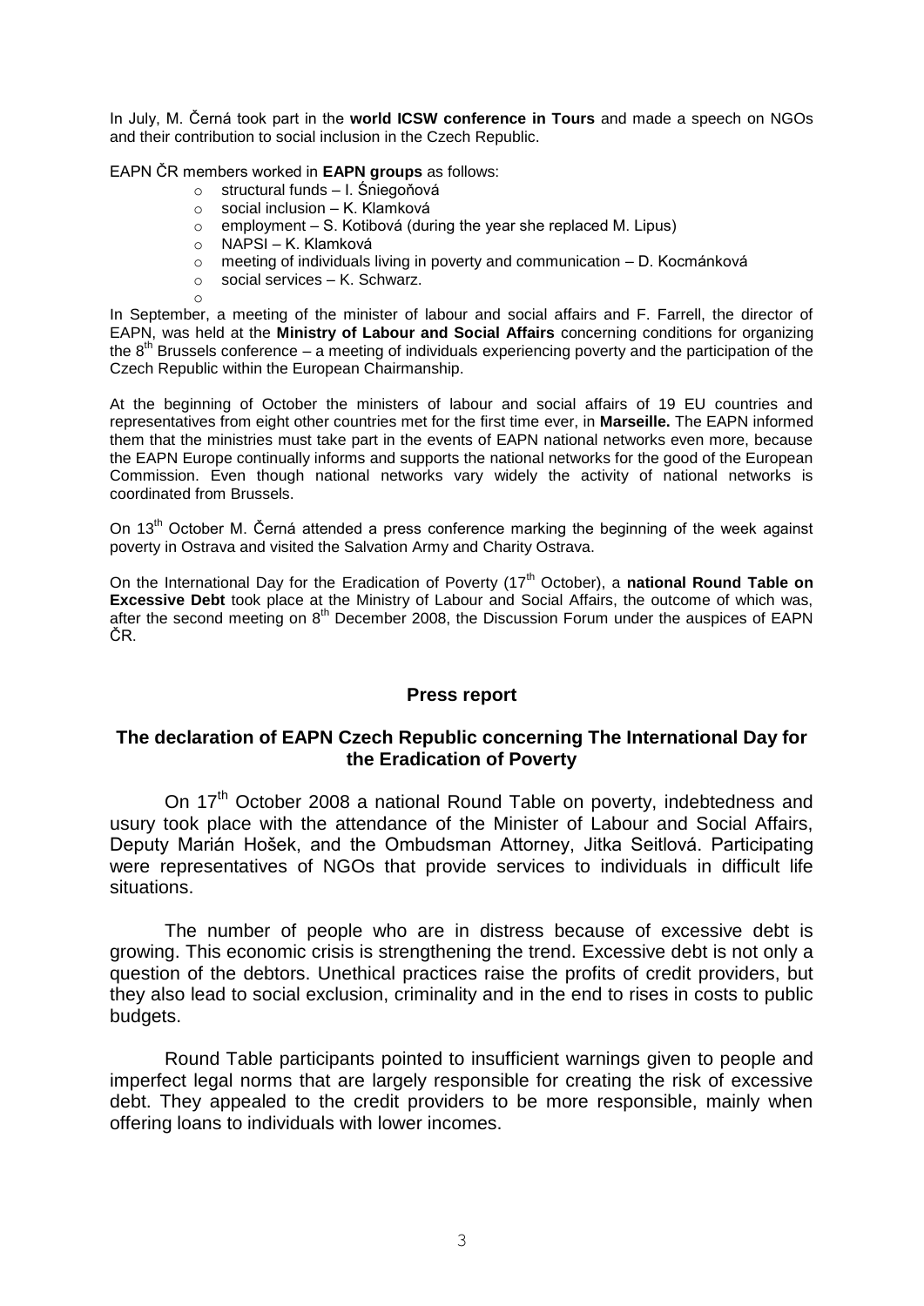In July, M. Černá took part in the **world ICSW conference in Tours** and made a speech on NGOs and their contribution to social inclusion in the Czech Republic.

EAPN ČR members worked in **EAPN groups** as follows:

- structural funds – I. Śniegoňová
- social inclusion – K. Klamková
- employment – S. Kotibová (during the year she replaced M. Lipus)
- NAPSI – K. Klamková
- meeting of individuals living in poverty and communication – D. Kocmánková
- social services – K. Schwarz.

In September, a meeting of the minister of labour and social affairs and F. Farrell, the director of EAPN, was held at the **Ministry of Labour and Social Affairs** concerning conditions for organizing the 8th Brussels conference – a meeting of individuals experiencing poverty and the participation of the Czech Republic within the European Chairmanship.

At the beginning of October the ministers of labour and social affairs of 19 EU countries and representatives from eight other countries met for the first time ever, in **Marseille.** The EAPN informed them that the ministries must take part in the events of EAPN national networks even more, because the EAPN Europe continually informs and supports the national networks for the good of the European Commission. Even though national networks vary widely the activity of national networks is coordinated from Brussels.

On 13th October M. Černá attended a press conference marking the beginning of the week against poverty in Ostrava and visited the Salvation Army and Charity Ostrava.

On the International Day for the Eradication of Poverty (17th October), a **national Round Table on Excessive Debt** took place at the Ministry of Labour and Social Affairs, the outcome of which was, after the second meeting on 8th December 2008, the Discussion Forum under the auspices of EAPN ČR.

## Press report

## The declaration of EAPN Czech Republic concerning The International Day for the Eradication of Poverty

On 17th October 2008 a national Round Table on poverty, indebtedness and usury took place with the attendance of the Minister of Labour and Social Affairs, Deputy Marián Hošek, and the Ombudsman Attorney, Jitka Seitlová. Participating were representatives of NGOs that provide services to individuals in difficult life situations.

The number of people who are in distress because of excessive debt is growing. This economic crisis is strengthening the trend. Excessive debt is not only a question of the debtors. Unethical practices raise the profits of credit providers, but they also lead to social exclusion, criminality and in the end to rises in costs to public budgets.

Round Table participants pointed to insufficient warnings given to people and imperfect legal norms that are largely responsible for creating the risk of excessive debt. They appealed to the credit providers to be more responsible, mainly when offering loans to individuals with lower incomes.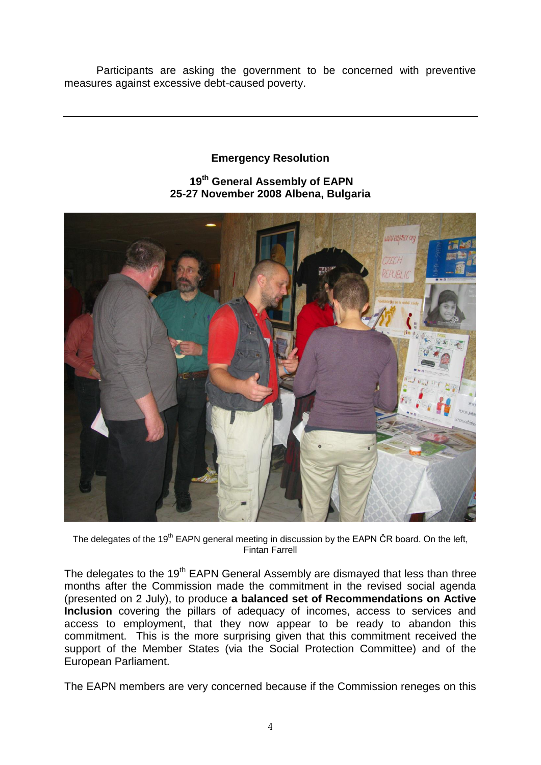Participants are asking the government to be concerned with preventive measures against excessive debt-caused poverty.

---

**Emergency Resolution**

**19th General Assembly of EAPN**
**25-27 November 2008 Albena, Bulgaria**

The delegates of the 19th EAPN general meeting in discussion by the EAPN ČR board. On the left, Fintan Farrell

The delegates to the 19th EAPN General Assembly are dismayed that less than three months after the Commission made the commitment in the revised social agenda (presented on 2 July), to produce **a balanced set of Recommendations on Active Inclusion** covering the pillars of adequacy of incomes, access to services and access to employment, that they now appear to be ready to abandon this commitment. This is the more surprising given that this commitment received the support of the Member States (via the Social Protection Committee) and of the European Parliament.

The EAPN members are very concerned because if the Commission reneges on this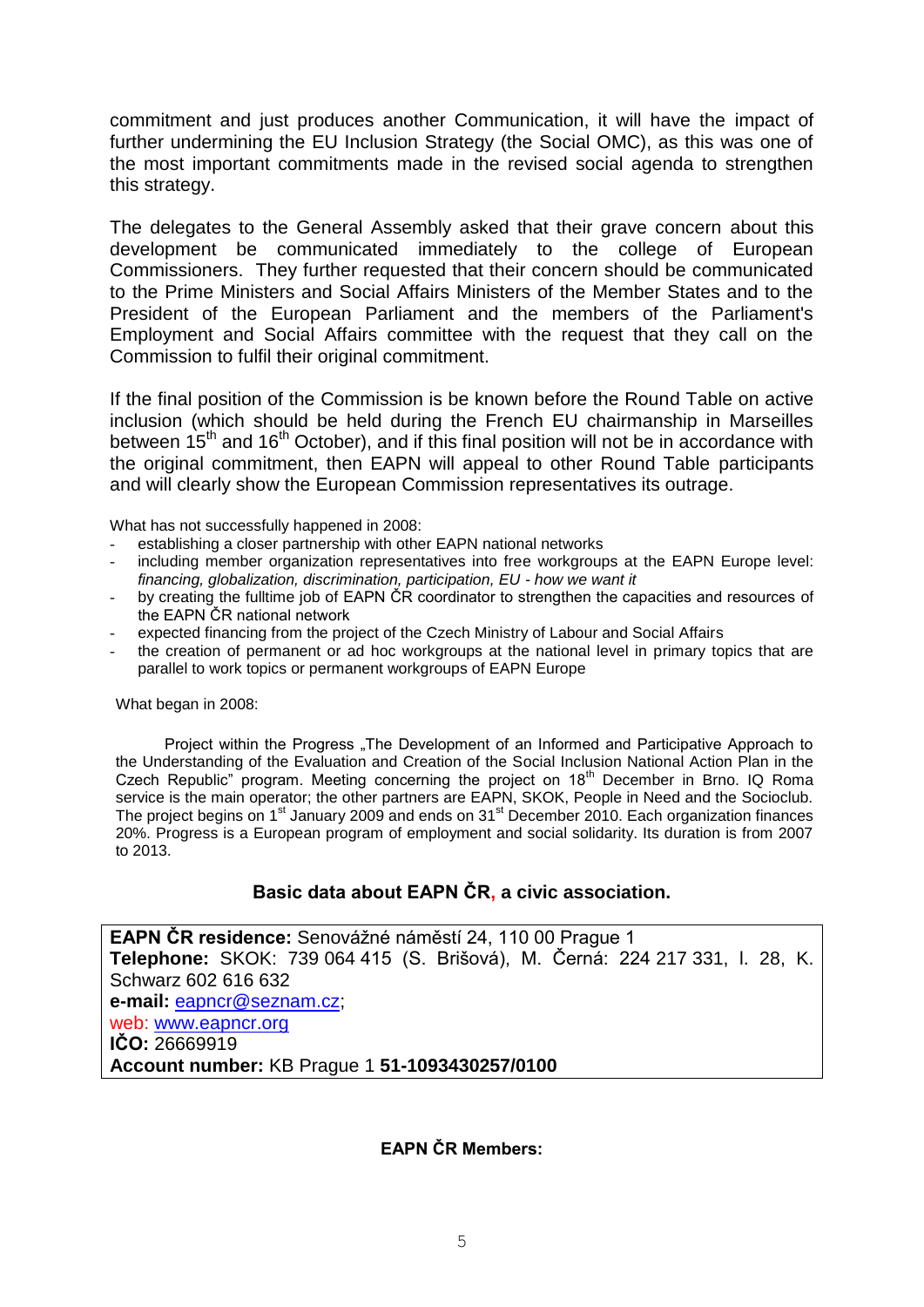commitment and just produces another Communication, it will have the impact of further undermining the EU Inclusion Strategy (the Social OMC), as this was one of the most important commitments made in the revised social agenda to strengthen this strategy.

The delegates to the General Assembly asked that their grave concern about this development be communicated immediately to the college of European Commissioners. They further requested that their concern should be communicated to the Prime Ministers and Social Affairs Ministers of the Member States and to the President of the European Parliament and the members of the Parliament's Employment and Social Affairs committee with the request that they call on the Commission to fulfil their original commitment.

If the final position of the Commission is be known before the Round Table on active inclusion (which should be held during the French EU chairmanship in Marseilles between 15th and 16th October), and if this final position will not be in accordance with the original commitment, then EAPN will appeal to other Round Table participants and will clearly show the European Commission representatives its outrage.

What has not successfully happened in 2008:

- establishing a closer partnership with other EAPN national networks
- including member organization representatives into free workgroups at the EAPN Europe level: *financing, globalization, discrimination, participation, EU - how we want it*
- by creating the fulltime job of EAPN ČR coordinator to strengthen the capacities and resources of the EAPN ČR national network
- expected financing from the project of the Czech Ministry of Labour and Social Affairs
- the creation of permanent or ad hoc workgroups at the national level in primary topics that are parallel to work topics or permanent workgroups of EAPN Europe

What began in 2008:

Project within the Progress „The Development of an Informed and Participative Approach to the Understanding of the Evaluation and Creation of the Social Inclusion National Action Plan in the Czech Republic" program. Meeting concerning the project on 18th December in Brno. IQ Roma service is the main operator; the other partners are EAPN, SKOK, People in Need and the Socioclub. The project begins on 1st January 2009 and ends on 31st December 2010. Each organization finances 20%. Progress is a European program of employment and social solidarity. Its duration is from 2007 to 2013.

## Basic data about EAPN ČR, a civic association.

**EAPN ČR residence:** Senovážné náměstí 24, 110 00 Prague 1
**Telephone:** SKOK: 739 064 415 (S. Brišová), M. Černá: 224 217 331, l. 28, K. Schwarz 602 616 632
**e-mail:** eapncr@seznam.cz;
web: www.eapncr.org
**IČO:** 26669919
**Account number:** KB Prague 1 **51-1093430257/0100**

**EAPN ČR Members:**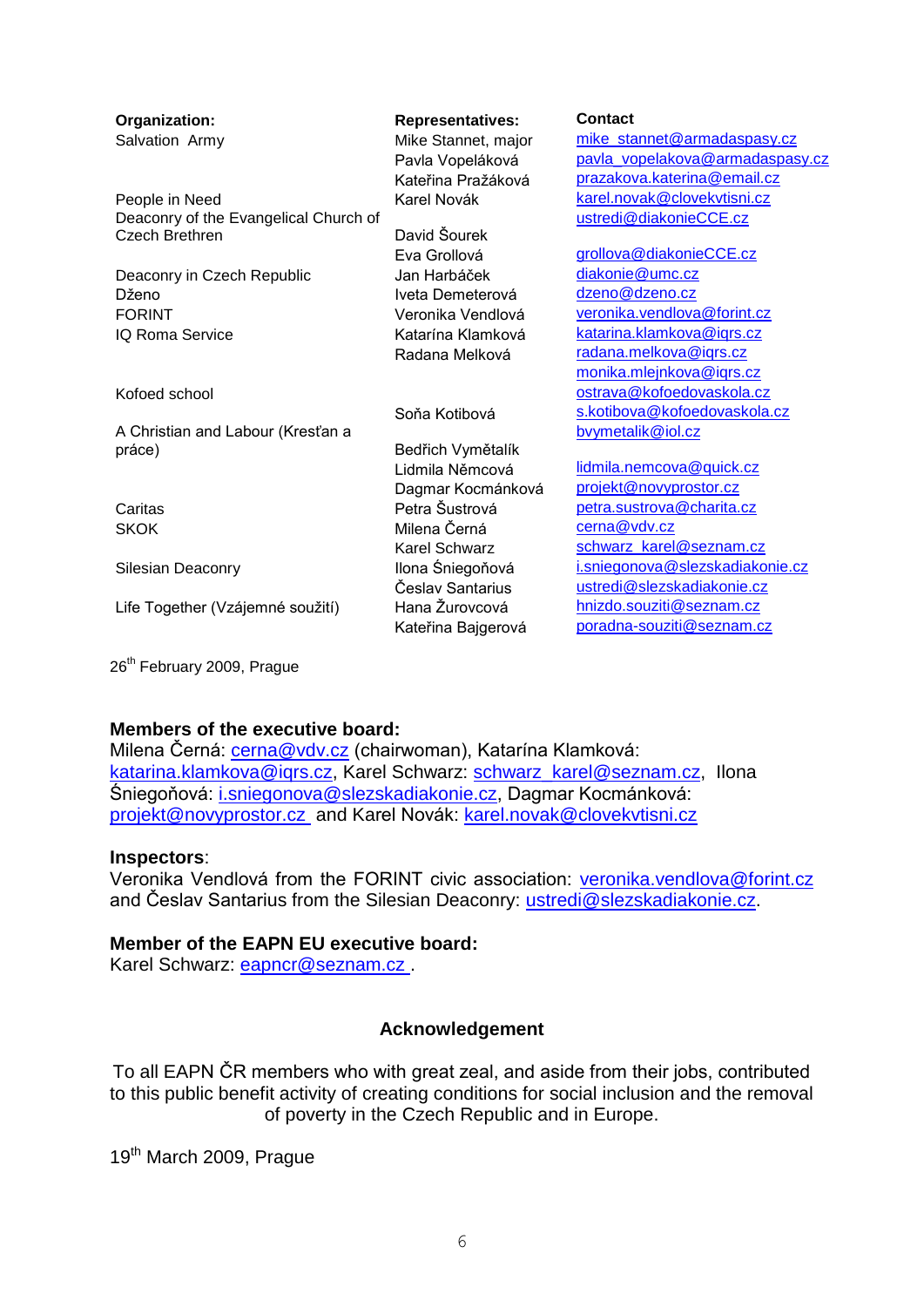| Organization: | Representatives: | Contact |
|---|---|---|
| Salvation Army | Mike Stannet, major | mike_stannet@armadaspasy.cz |
| | Pavla Vopeláková | pavla_vopelakova@armadaspasy.cz |
| | Kateřina Pražáková | prazakova.katerina@email.cz |
| People in Need | Karel Novák | karel.novak@clovekvtisni.cz |
| Deaconry of the Evangelical Church of Czech Brethren | | ustredi@diakonieCCE.cz |
| | David Šourek | |
| | Eva Grollová | grollova@diakonieCCE.cz |
| Deaconry in Czech Republic | Jan Harbáček | diakonie@umc.cz |
| Dženo | Iveta Demeterová | dzeno@dzeno.cz |
| FORINT | Veronika Vendlová | veronika.vendlova@forint.cz |
| IQ Roma Service | Katarína Klamková | katarina.klamkova@iqrs.cz |
| | Radana Melková | radana.melkova@iqrs.cz |
| | | monika.mlejnkova@iqrs.cz |
| Kofoed school | | ostrava@kofoedovaskola.cz |
| | Soňa Kotibová | s.kotibova@kofoedovaskola.cz |
| A Christian and Labour (Kresťan a práce) | | bvymetalik@iol.cz |
| | Bedřich Vymětalík | |
| | Lidmila Němcová | lidmila.nemcova@quick.cz |
| | Dagmar Kocmánková | projekt@novyprostor.cz |
| Caritas | Petra Šustrová | petra.sustrova@charita.cz |
| SKOK | Milena Černá | cerna@vdv.cz |
| | Karel Schwarz | schwarz_karel@seznam.cz |
| Silesian Deaconry | Ilona Śniegoňová | i.sniegonova@slezskadiakonie.cz |
| | Česlav Santarius | ustredi@slezskadiakonie.cz |
| Life Together (Vzájemné soužití) | Hana Žurovcová | hnizdo.souziti@seznam.cz |
| | Kateřina Bajgerová | poradna-souziti@seznam.cz |

26th February 2009, Prague

**Members of the executive board:**
Milena Černá: cerna@vdv.cz (chairwoman), Katarína Klamková: katarina.klamkova@iqrs.cz, Karel Schwarz: schwarz_karel@seznam.cz, Ilona Śniegoňová: i.sniegonova@slezskadiakonie.cz, Dagmar Kocmánková: projekt@novyprostor.cz and Karel Novák: karel.novak@clovekvtisni.cz

**Inspectors**:
Veronika Vendlová from the FORINT civic association: veronika.vendlova@forint.cz and Česlav Santarius from the Silesian Deaconry: ustredi@slezskadiakonie.cz.

**Member of the EAPN EU executive board:**
Karel Schwarz: eapncr@seznam.cz .

## Acknowledgement

To all EAPN ČR members who with great zeal, and aside from their jobs, contributed to this public benefit activity of creating conditions for social inclusion and the removal of poverty in the Czech Republic and in Europe.

19th March 2009, Prague